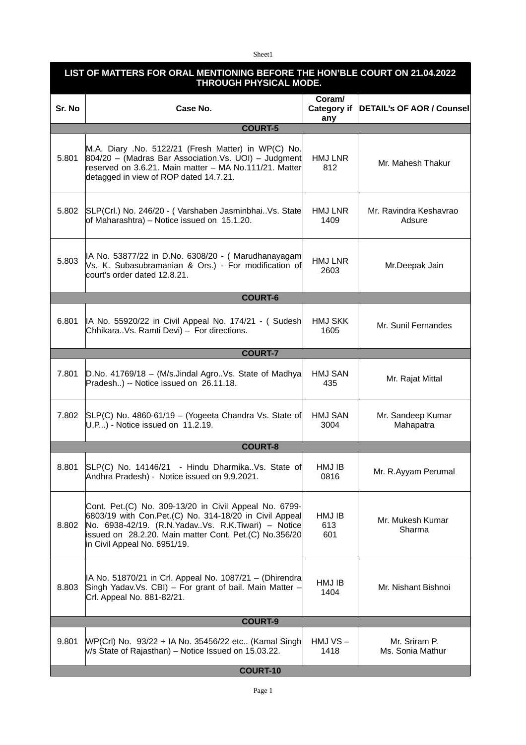| LIST OF MATTERS FOR ORAL MENTIONING BEFORE THE HON'BLE COURT ON 21.04.2022 THROUGH PHYSICAL MODE. | | | |
|---|---|---|---|
| **Sr. No** | **Case No.** | **Coram/ Category if any** | **DETAIL's OF AOR / Counsel** |
| **COURT-5** | | | |
| 5.801 | M.A. Diary .No. 5122/21 (Fresh Matter) in WP(C) No. 804/20 – (Madras Bar Association.Vs. UOI) – Judgment reserved on 3.6.21. Main matter – MA No.111/21. Matter detagged in view of ROP dated 14.7.21. | HMJ LNR 812 | Mr. Mahesh Thakur |
| 5.802 | SLP(Crl.) No. 246/20 - ( Varshaben Jasminbhai..Vs. State of Maharashtra) – Notice issued on 15.1.20. | HMJ LNR 1409 | Mr. Ravindra Keshavrao Adsure |
| 5.803 | IA No. 53877/22 in D.No. 6308/20 - ( Marudhanayagam Vs. K. Subasubramanian & Ors.) - For modification of court's order dated 12.8.21. | HMJ LNR 2603 | Mr.Deepak Jain |
| **COURT-6** | | | |
| 6.801 | IA No. 55920/22 in Civil Appeal No. 174/21 - ( Sudesh Chhikara..Vs. Ramti Devi) – For directions. | HMJ SKK 1605 | Mr. Sunil Fernandes |
| **COURT-7** | | | |
| 7.801 | D.No. 41769/18 – (M/s.Jindal Agro..Vs. State of Madhya Pradesh..) -- Notice issued on 26.11.18. | HMJ SAN 435 | Mr. Rajat Mittal |
| 7.802 | SLP(C) No. 4860-61/19 – (Yogeeta Chandra Vs. State of U.P...) - Notice issued on 11.2.19. | HMJ SAN 3004 | Mr. Sandeep Kumar Mahapatra |
| **COURT-8** | | | |
| 8.801 | SLP(C) No. 14146/21 - Hindu Dharmika..Vs. State of Andhra Pradesh) - Notice issued on 9.9.2021. | HMJ IB 0816 | Mr. R.Ayyam Perumal |
| 8.802 | Cont. Pet.(C) No. 309-13/20 in Civil Appeal No. 6799-6803/19 with Con.Pet.(C) No. 314-18/20 in Civil Appeal No. 6938-42/19. (R.N.Yadav..Vs. R.K.Tiwari) – Notice issued on 28.2.20. Main matter Cont. Pet.(C) No.356/20 in Civil Appeal No. 6951/19. | HMJ IB 613 601 | Mr. Mukesh Kumar Sharma |
| 8.803 | IA No. 51870/21 in Crl. Appeal No. 1087/21 – (Dhirendra Singh Yadav.Vs. CBI) – For grant of bail. Main Matter – Crl. Appeal No. 881-82/21. | HMJ IB 1404 | Mr. Nishant Bishnoi |
| **COURT-9** | | | |
| 9.801 | WP(Crl) No. 93/22 + IA No. 35456/22 etc.. (Kamal Singh v/s State of Rajasthan) – Notice Issued on 15.03.22. | HMJ VS – 1418 | Mr. Sriram P. Ms. Sonia Mathur |
| **COURT-10** | | | |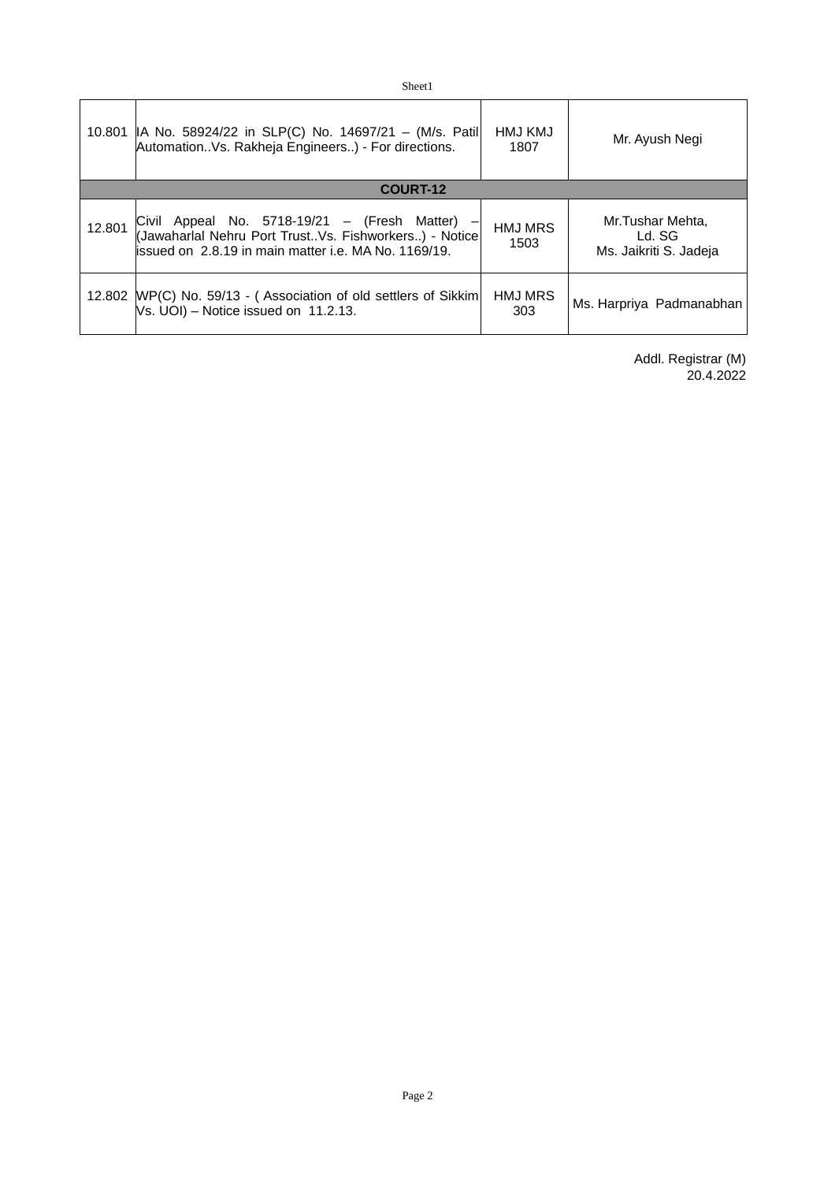| | | | |
|---|---|---|---|
| 10.801 | IA No. 58924/22 in SLP(C) No. 14697/21 – (M/s. Patil Automation..Vs. Rakheja Engineers..) - For directions. | HMJ KMJ 1807 | Mr. Ayush Negi |
| **COURT-12** | | | |
| 12.801 | Civil Appeal No. 5718-19/21 – (Fresh Matter) – (Jawaharlal Nehru Port Trust..Vs. Fishworkers..) - Notice issued on 2.8.19 in main matter i.e. MA No. 1169/19. | HMJ MRS 1503 | Mr.Tushar Mehta, Ld. SG Ms. Jaikriti S. Jadeja |
| 12.802 | WP(C) No. 59/13 - ( Association of old settlers of Sikkim Vs. UOI) – Notice issued on 11.2.13. | HMJ MRS 303 | Ms. Harpriya Padmanabhan |

Addl. Registrar (M)
20.4.2022